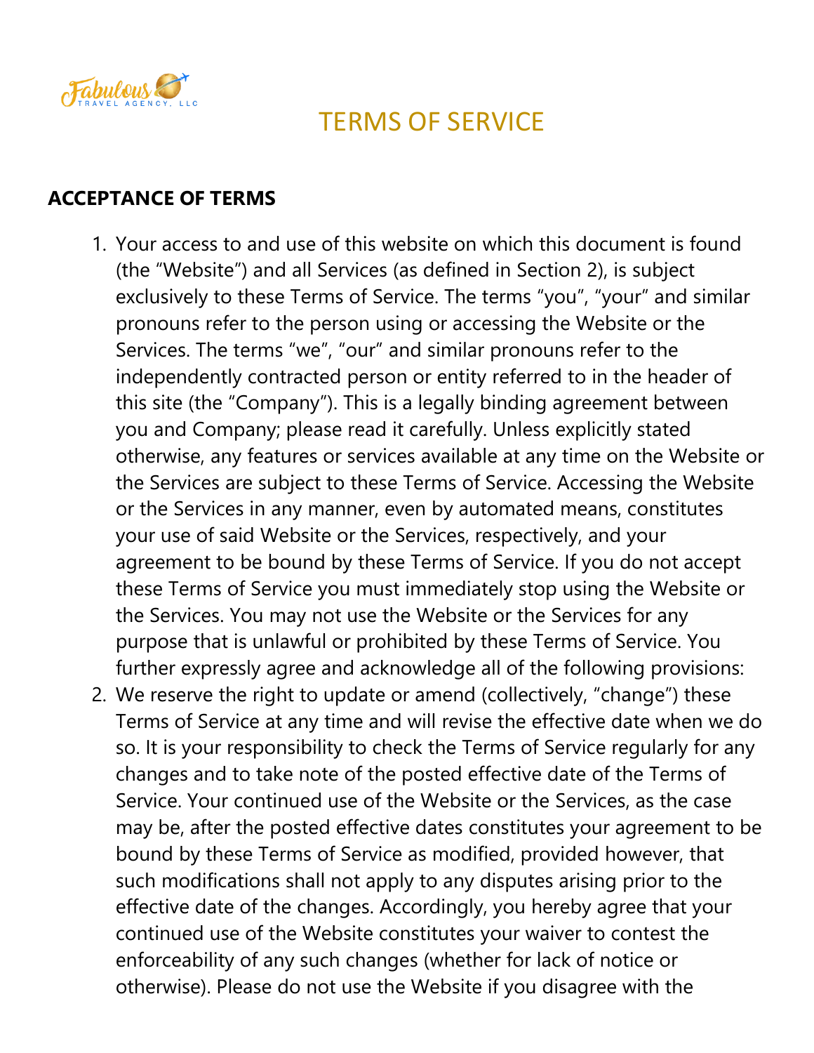Fabulous Travel Agency, LLC

# TERMS OF SERVICE

## ACCEPTANCE OF TERMS

1. Your access to and use of this website on which this document is found (the "Website") and all Services (as defined in Section 2), is subject exclusively to these Terms of Service. The terms "you", "your" and similar pronouns refer to the person using or accessing the Website or the Services. The terms "we", "our" and similar pronouns refer to the independently contracted person or entity referred to in the header of this site (the "Company"). This is a legally binding agreement between you and Company; please read it carefully. Unless explicitly stated otherwise, any features or services available at any time on the Website or the Services are subject to these Terms of Service. Accessing the Website or the Services in any manner, even by automated means, constitutes your use of said Website or the Services, respectively, and your agreement to be bound by these Terms of Service. If you do not accept these Terms of Service you must immediately stop using the Website or the Services. You may not use the Website or the Services for any purpose that is unlawful or prohibited by these Terms of Service. You further expressly agree and acknowledge all of the following provisions:
2. We reserve the right to update or amend (collectively, "change") these Terms of Service at any time and will revise the effective date when we do so. It is your responsibility to check the Terms of Service regularly for any changes and to take note of the posted effective date of the Terms of Service. Your continued use of the Website or the Services, as the case may be, after the posted effective dates constitutes your agreement to be bound by these Terms of Service as modified, provided however, that such modifications shall not apply to any disputes arising prior to the effective date of the changes. Accordingly, you hereby agree that your continued use of the Website constitutes your waiver to contest the enforceability of any such changes (whether for lack of notice or otherwise). Please do not use the Website if you disagree with the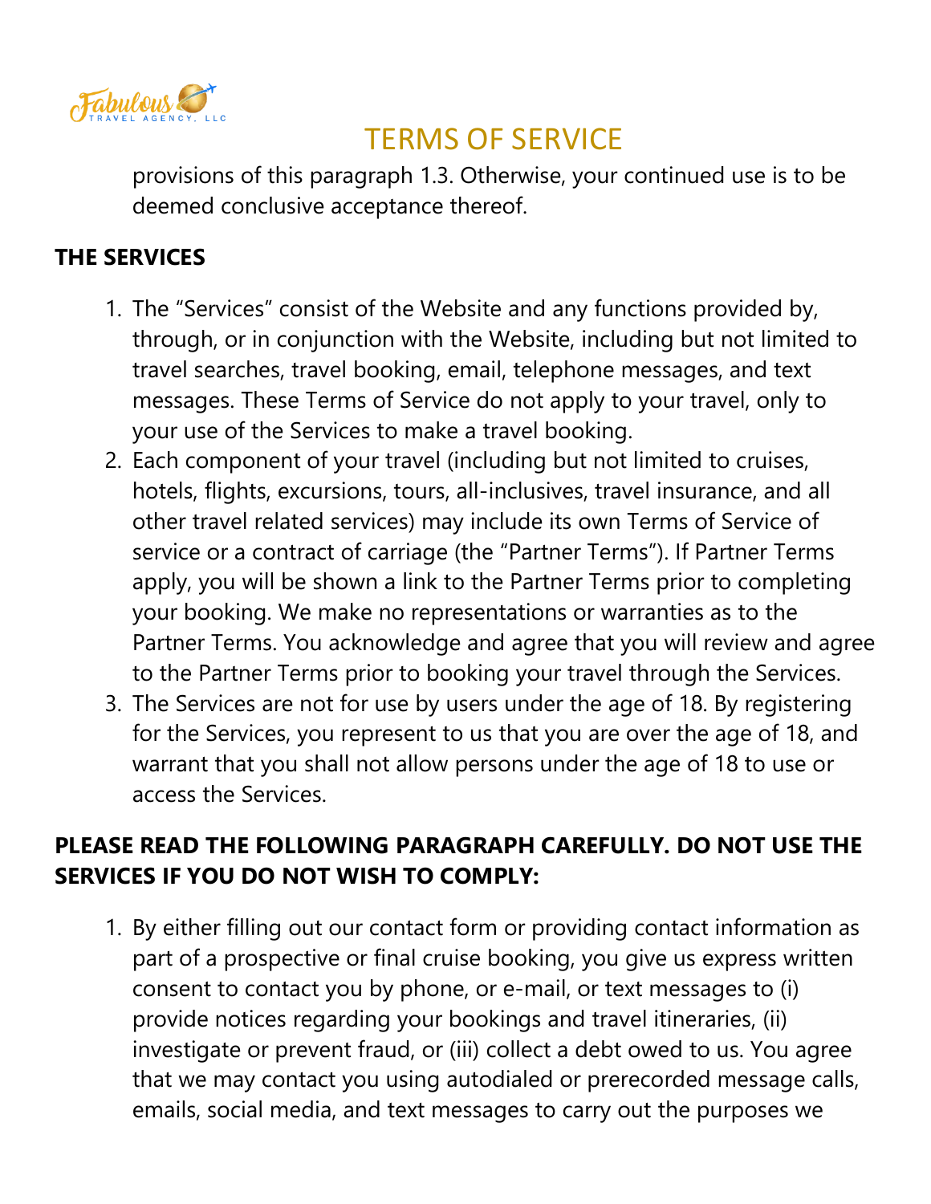provisions of this paragraph 1.3. Otherwise, your continued use is to be deemed conclusive acceptance thereof.

**THE SERVICES**

1. The "Services" consist of the Website and any functions provided by, through, or in conjunction with the Website, including but not limited to travel searches, travel booking, email, telephone messages, and text messages. These Terms of Service do not apply to your travel, only to your use of the Services to make a travel booking.
2. Each component of your travel (including but not limited to cruises, hotels, flights, excursions, tours, all-inclusives, travel insurance, and all other travel related services) may include its own Terms of Service of service or a contract of carriage (the "Partner Terms"). If Partner Terms apply, you will be shown a link to the Partner Terms prior to completing your booking. We make no representations or warranties as to the Partner Terms. You acknowledge and agree that you will review and agree to the Partner Terms prior to booking your travel through the Services.
3. The Services are not for use by users under the age of 18. By registering for the Services, you represent to us that you are over the age of 18, and warrant that you shall not allow persons under the age of 18 to use or access the Services.

**PLEASE READ THE FOLLOWING PARAGRAPH CAREFULLY. DO NOT USE THE SERVICES IF YOU DO NOT WISH TO COMPLY:**

1. By either filling out our contact form or providing contact information as part of a prospective or final cruise booking, you give us express written consent to contact you by phone, or e-mail, or text messages to (i) provide notices regarding your bookings and travel itineraries, (ii) investigate or prevent fraud, or (iii) collect a debt owed to us. You agree that we may contact you using autodialed or prerecorded message calls, emails, social media, and text messages to carry out the purposes we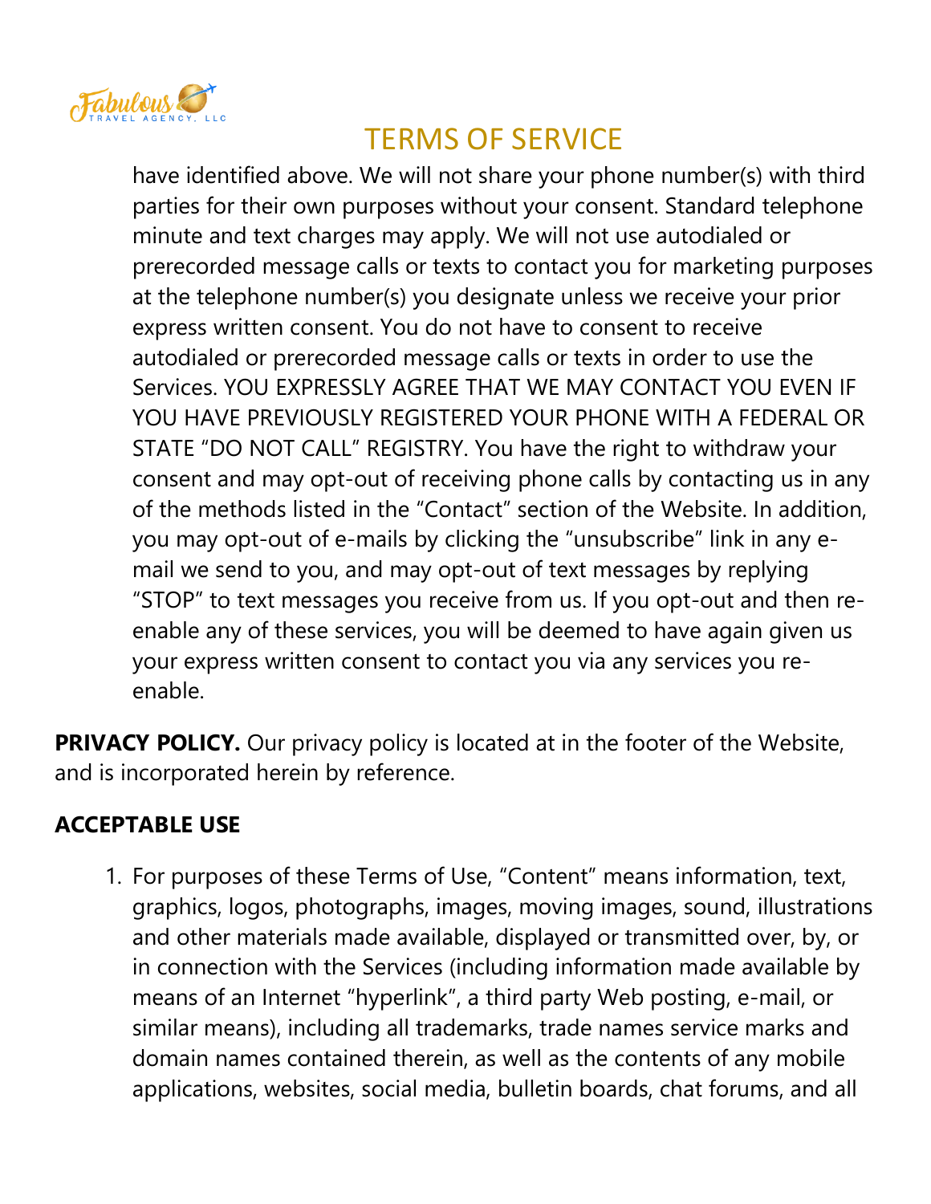have identified above. We will not share your phone number(s) with third parties for their own purposes without your consent. Standard telephone minute and text charges may apply. We will not use autodialed or prerecorded message calls or texts to contact you for marketing purposes at the telephone number(s) you designate unless we receive your prior express written consent. You do not have to consent to receive autodialed or prerecorded message calls or texts in order to use the Services. YOU EXPRESSLY AGREE THAT WE MAY CONTACT YOU EVEN IF YOU HAVE PREVIOUSLY REGISTERED YOUR PHONE WITH A FEDERAL OR STATE "DO NOT CALL" REGISTRY. You have the right to withdraw your consent and may opt-out of receiving phone calls by contacting us in any of the methods listed in the "Contact" section of the Website. In addition, you may opt-out of e-mails by clicking the "unsubscribe" link in any e-mail we send to you, and may opt-out of text messages by replying "STOP" to text messages you receive from us. If you opt-out and then re-enable any of these services, you will be deemed to have again given us your express written consent to contact you via any services you re-enable.

**PRIVACY POLICY.** Our privacy policy is located at in the footer of the Website, and is incorporated herein by reference.

**ACCEPTABLE USE**

1. For purposes of these Terms of Use, "Content" means information, text, graphics, logos, photographs, images, moving images, sound, illustrations and other materials made available, displayed or transmitted over, by, or in connection with the Services (including information made available by means of an Internet "hyperlink", a third party Web posting, e-mail, or similar means), including all trademarks, trade names service marks and domain names contained therein, as well as the contents of any mobile applications, websites, social media, bulletin boards, chat forums, and all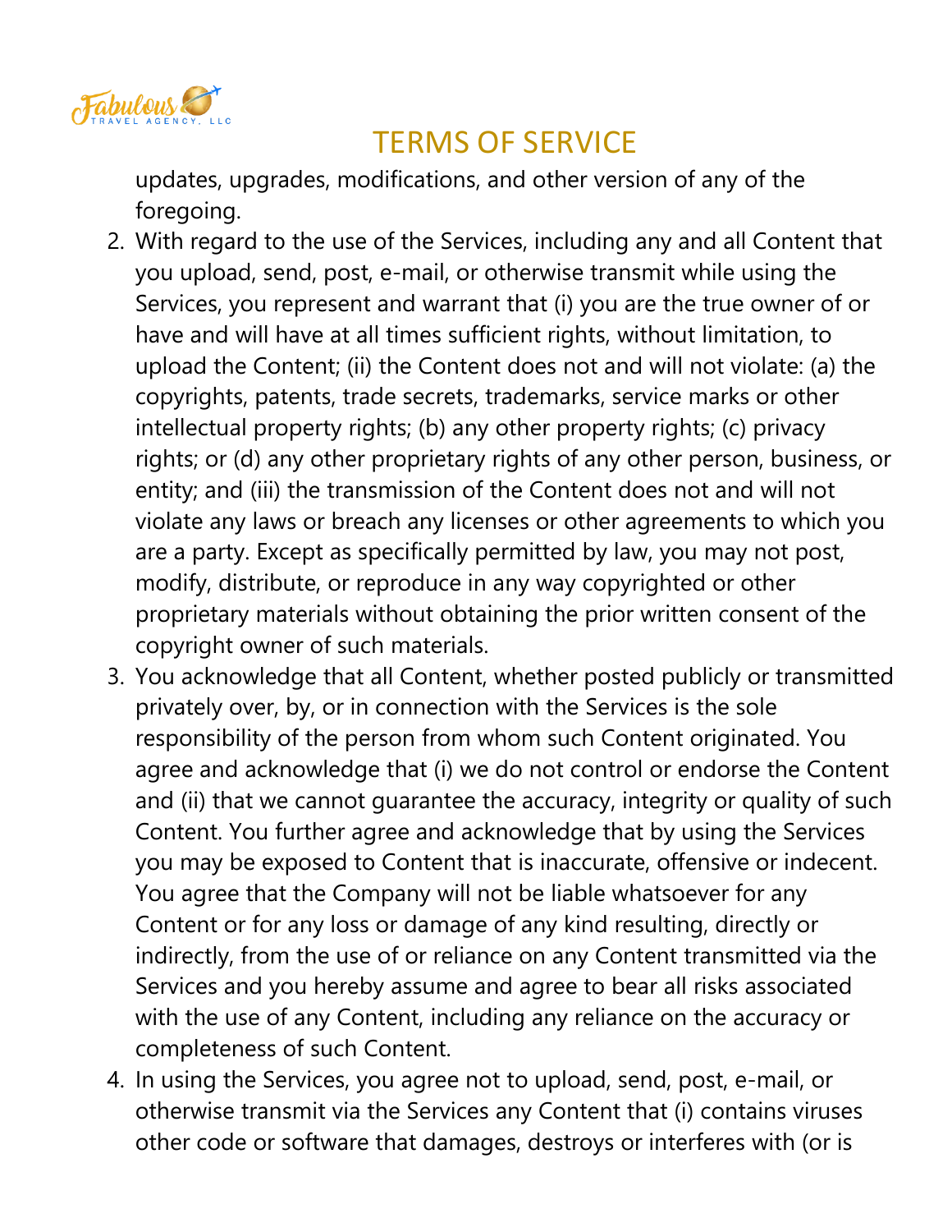updates, upgrades, modifications, and other version of any of the foregoing.

2. With regard to the use of the Services, including any and all Content that you upload, send, post, e-mail, or otherwise transmit while using the Services, you represent and warrant that (i) you are the true owner of or have and will have at all times sufficient rights, without limitation, to upload the Content; (ii) the Content does not and will not violate: (a) the copyrights, patents, trade secrets, trademarks, service marks or other intellectual property rights; (b) any other property rights; (c) privacy rights; or (d) any other proprietary rights of any other person, business, or entity; and (iii) the transmission of the Content does not and will not violate any laws or breach any licenses or other agreements to which you are a party. Except as specifically permitted by law, you may not post, modify, distribute, or reproduce in any way copyrighted or other proprietary materials without obtaining the prior written consent of the copyright owner of such materials.
3. You acknowledge that all Content, whether posted publicly or transmitted privately over, by, or in connection with the Services is the sole responsibility of the person from whom such Content originated. You agree and acknowledge that (i) we do not control or endorse the Content and (ii) that we cannot guarantee the accuracy, integrity or quality of such Content. You further agree and acknowledge that by using the Services you may be exposed to Content that is inaccurate, offensive or indecent. You agree that the Company will not be liable whatsoever for any Content or for any loss or damage of any kind resulting, directly or indirectly, from the use of or reliance on any Content transmitted via the Services and you hereby assume and agree to bear all risks associated with the use of any Content, including any reliance on the accuracy or completeness of such Content.
4. In using the Services, you agree not to upload, send, post, e-mail, or otherwise transmit via the Services any Content that (i) contains viruses other code or software that damages, destroys or interferes with (or is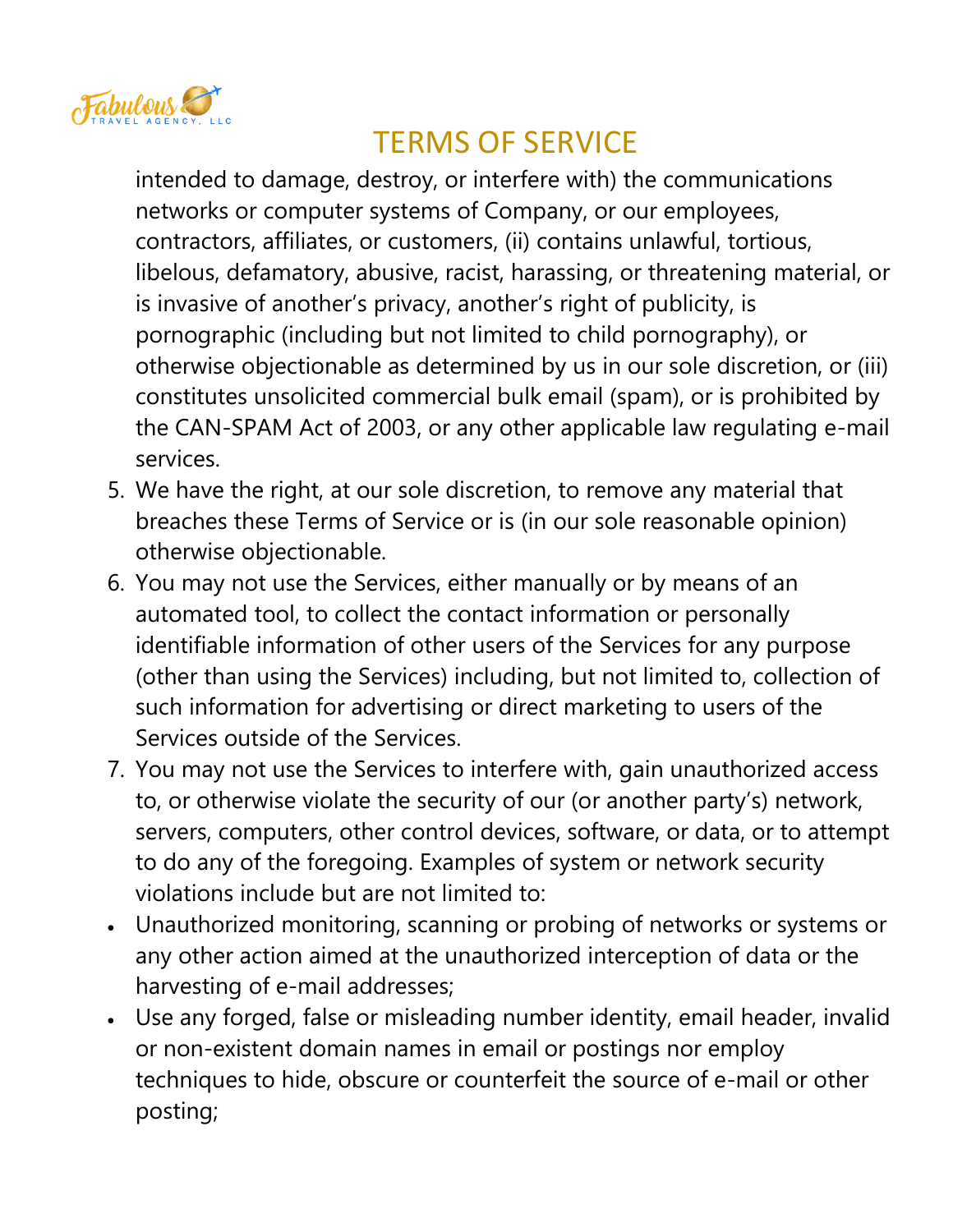intended to damage, destroy, or interfere with) the communications networks or computer systems of Company, or our employees, contractors, affiliates, or customers, (ii) contains unlawful, tortious, libelous, defamatory, abusive, racist, harassing, or threatening material, or is invasive of another's privacy, another's right of publicity, is pornographic (including but not limited to child pornography), or otherwise objectionable as determined by us in our sole discretion, or (iii) constitutes unsolicited commercial bulk email (spam), or is prohibited by the CAN-SPAM Act of 2003, or any other applicable law regulating e-mail services.

5. We have the right, at our sole discretion, to remove any material that breaches these Terms of Service or is (in our sole reasonable opinion) otherwise objectionable.
6. You may not use the Services, either manually or by means of an automated tool, to collect the contact information or personally identifiable information of other users of the Services for any purpose (other than using the Services) including, but not limited to, collection of such information for advertising or direct marketing to users of the Services outside of the Services.
7. You may not use the Services to interfere with, gain unauthorized access to, or otherwise violate the security of our (or another party's) network, servers, computers, other control devices, software, or data, or to attempt to do any of the foregoing. Examples of system or network security violations include but are not limited to:

- Unauthorized monitoring, scanning or probing of networks or systems or any other action aimed at the unauthorized interception of data or the harvesting of e-mail addresses;
- Use any forged, false or misleading number identity, email header, invalid or non-existent domain names in email or postings nor employ techniques to hide, obscure or counterfeit the source of e-mail or other posting;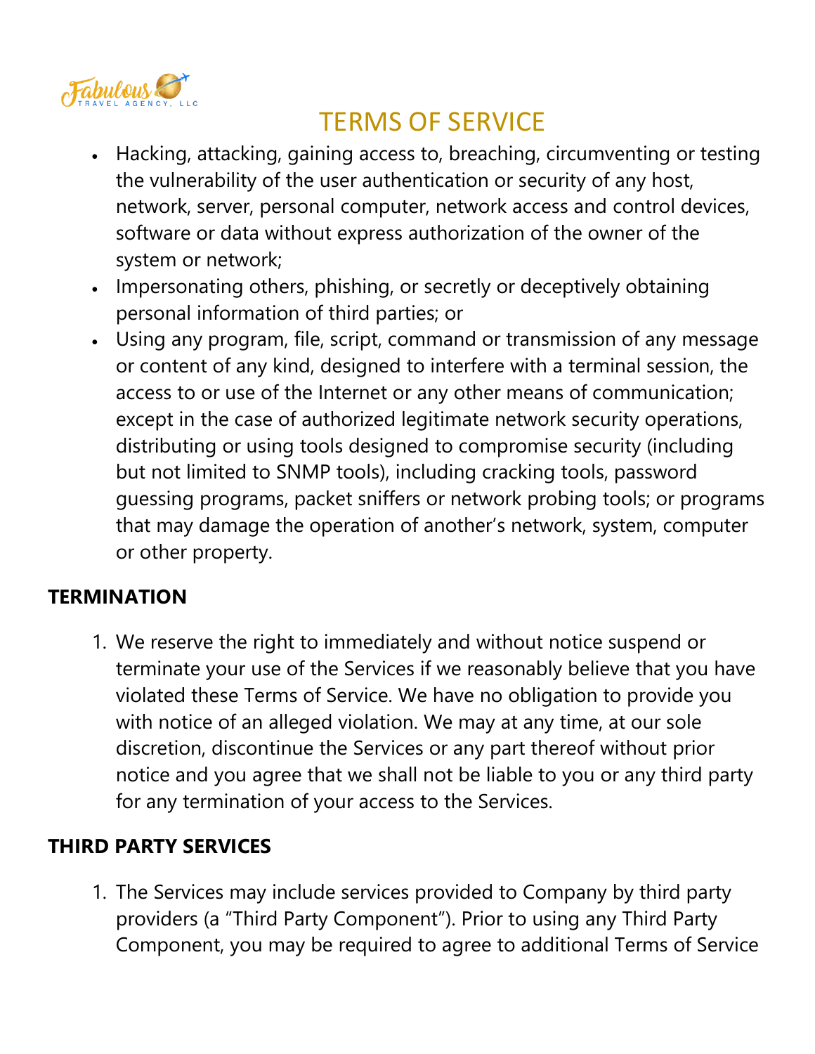- Hacking, attacking, gaining access to, breaching, circumventing or testing the vulnerability of the user authentication or security of any host, network, server, personal computer, network access and control devices, software or data without express authorization of the owner of the system or network;
- Impersonating others, phishing, or secretly or deceptively obtaining personal information of third parties; or
- Using any program, file, script, command or transmission of any message or content of any kind, designed to interfere with a terminal session, the access to or use of the Internet or any other means of communication; except in the case of authorized legitimate network security operations, distributing or using tools designed to compromise security (including but not limited to SNMP tools), including cracking tools, password guessing programs, packet sniffers or network probing tools; or programs that may damage the operation of another's network, system, computer or other property.

**TERMINATION**

1. We reserve the right to immediately and without notice suspend or terminate your use of the Services if we reasonably believe that you have violated these Terms of Service. We have no obligation to provide you with notice of an alleged violation. We may at any time, at our sole discretion, discontinue the Services or any part thereof without prior notice and you agree that we shall not be liable to you or any third party for any termination of your access to the Services.

**THIRD PARTY SERVICES**

1. The Services may include services provided to Company by third party providers (a "Third Party Component"). Prior to using any Third Party Component, you may be required to agree to additional Terms of Service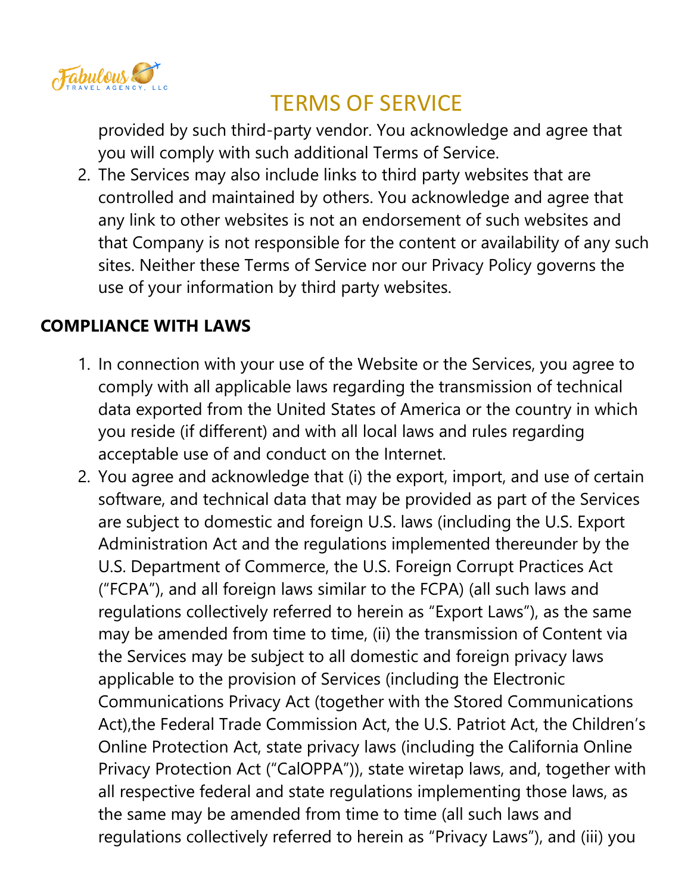provided by such third-party vendor. You acknowledge and agree that you will comply with such additional Terms of Service.

2. The Services may also include links to third party websites that are controlled and maintained by others. You acknowledge and agree that any link to other websites is not an endorsement of such websites and that Company is not responsible for the content or availability of any such sites. Neither these Terms of Service nor our Privacy Policy governs the use of your information by third party websites.

**COMPLIANCE WITH LAWS**

1. In connection with your use of the Website or the Services, you agree to comply with all applicable laws regarding the transmission of technical data exported from the United States of America or the country in which you reside (if different) and with all local laws and rules regarding acceptable use of and conduct on the Internet.
2. You agree and acknowledge that (i) the export, import, and use of certain software, and technical data that may be provided as part of the Services are subject to domestic and foreign U.S. laws (including the U.S. Export Administration Act and the regulations implemented thereunder by the U.S. Department of Commerce, the U.S. Foreign Corrupt Practices Act ("FCPA"), and all foreign laws similar to the FCPA) (all such laws and regulations collectively referred to herein as "Export Laws"), as the same may be amended from time to time, (ii) the transmission of Content via the Services may be subject to all domestic and foreign privacy laws applicable to the provision of Services (including the Electronic Communications Privacy Act (together with the Stored Communications Act),the Federal Trade Commission Act, the U.S. Patriot Act, the Children's Online Protection Act, state privacy laws (including the California Online Privacy Protection Act ("CalOPPA")), state wiretap laws, and, together with all respective federal and state regulations implementing those laws, as the same may be amended from time to time (all such laws and regulations collectively referred to herein as "Privacy Laws"), and (iii) you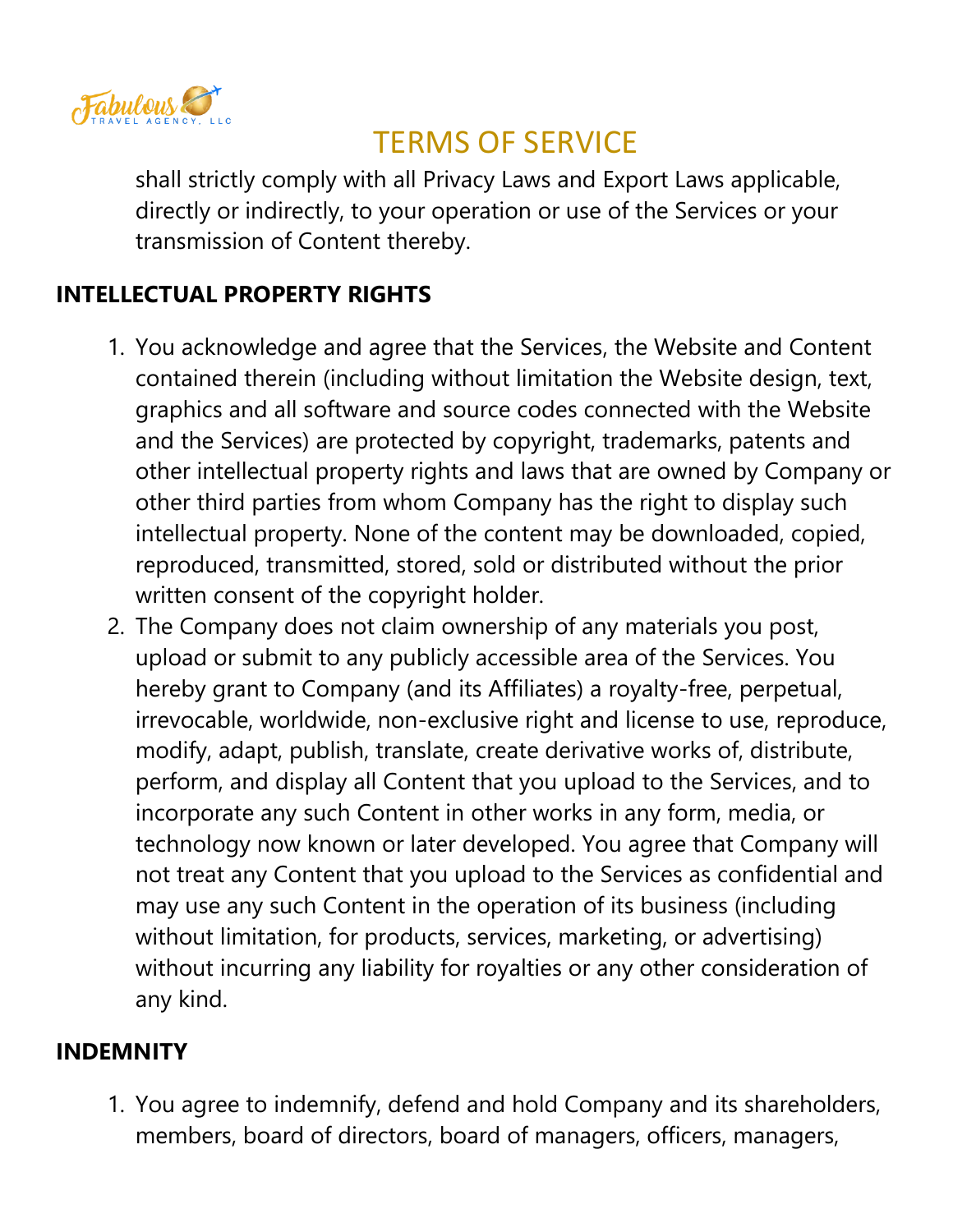shall strictly comply with all Privacy Laws and Export Laws applicable, directly or indirectly, to your operation or use of the Services or your transmission of Content thereby.

## INTELLECTUAL PROPERTY RIGHTS

1. You acknowledge and agree that the Services, the Website and Content contained therein (including without limitation the Website design, text, graphics and all software and source codes connected with the Website and the Services) are protected by copyright, trademarks, patents and other intellectual property rights and laws that are owned by Company or other third parties from whom Company has the right to display such intellectual property. None of the content may be downloaded, copied, reproduced, transmitted, stored, sold or distributed without the prior written consent of the copyright holder.
2. The Company does not claim ownership of any materials you post, upload or submit to any publicly accessible area of the Services. You hereby grant to Company (and its Affiliates) a royalty-free, perpetual, irrevocable, worldwide, non-exclusive right and license to use, reproduce, modify, adapt, publish, translate, create derivative works of, distribute, perform, and display all Content that you upload to the Services, and to incorporate any such Content in other works in any form, media, or technology now known or later developed. You agree that Company will not treat any Content that you upload to the Services as confidential and may use any such Content in the operation of its business (including without limitation, for products, services, marketing, or advertising) without incurring any liability for royalties or any other consideration of any kind.

## INDEMNITY

1. You agree to indemnify, defend and hold Company and its shareholders, members, board of directors, board of managers, officers, managers,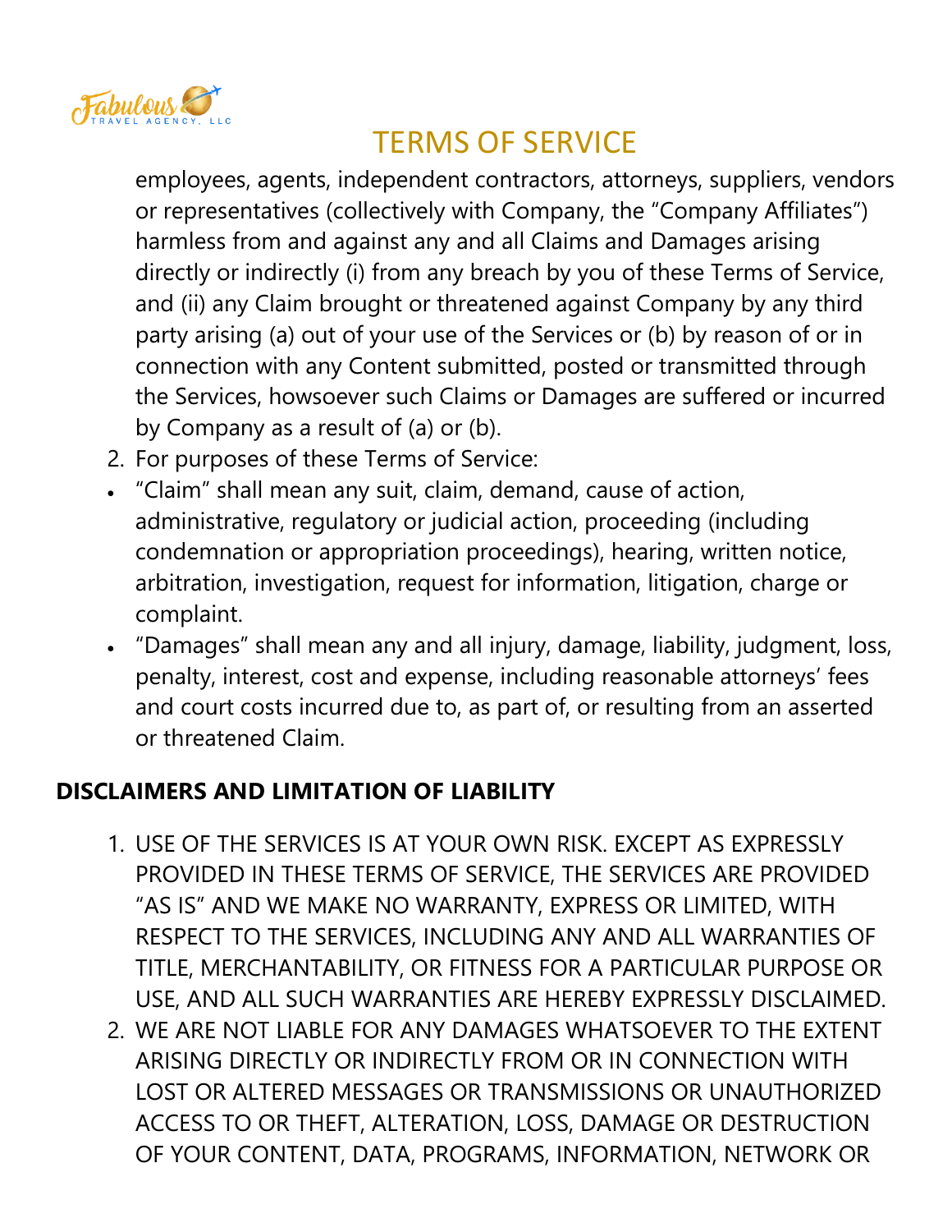employees, agents, independent contractors, attorneys, suppliers, vendors or representatives (collectively with Company, the "Company Affiliates") harmless from and against any and all Claims and Damages arising directly or indirectly (i) from any breach by you of these Terms of Service, and (ii) any Claim brought or threatened against Company by any third party arising (a) out of your use of the Services or (b) by reason of or in connection with any Content submitted, posted or transmitted through the Services, howsoever such Claims or Damages are suffered or incurred by Company as a result of (a) or (b).

2. For purposes of these Terms of Service:

- "Claim" shall mean any suit, claim, demand, cause of action, administrative, regulatory or judicial action, proceeding (including condemnation or appropriation proceedings), hearing, written notice, arbitration, investigation, request for information, litigation, charge or complaint.
- "Damages" shall mean any and all injury, damage, liability, judgment, loss, penalty, interest, cost and expense, including reasonable attorneys' fees and court costs incurred due to, as part of, or resulting from an asserted or threatened Claim.

**DISCLAIMERS AND LIMITATION OF LIABILITY**

1. USE OF THE SERVICES IS AT YOUR OWN RISK. EXCEPT AS EXPRESSLY PROVIDED IN THESE TERMS OF SERVICE, THE SERVICES ARE PROVIDED "AS IS" AND WE MAKE NO WARRANTY, EXPRESS OR LIMITED, WITH RESPECT TO THE SERVICES, INCLUDING ANY AND ALL WARRANTIES OF TITLE, MERCHANTABILITY, OR FITNESS FOR A PARTICULAR PURPOSE OR USE, AND ALL SUCH WARRANTIES ARE HEREBY EXPRESSLY DISCLAIMED.
2. WE ARE NOT LIABLE FOR ANY DAMAGES WHATSOEVER TO THE EXTENT ARISING DIRECTLY OR INDIRECTLY FROM OR IN CONNECTION WITH LOST OR ALTERED MESSAGES OR TRANSMISSIONS OR UNAUTHORIZED ACCESS TO OR THEFT, ALTERATION, LOSS, DAMAGE OR DESTRUCTION OF YOUR CONTENT, DATA, PROGRAMS, INFORMATION, NETWORK OR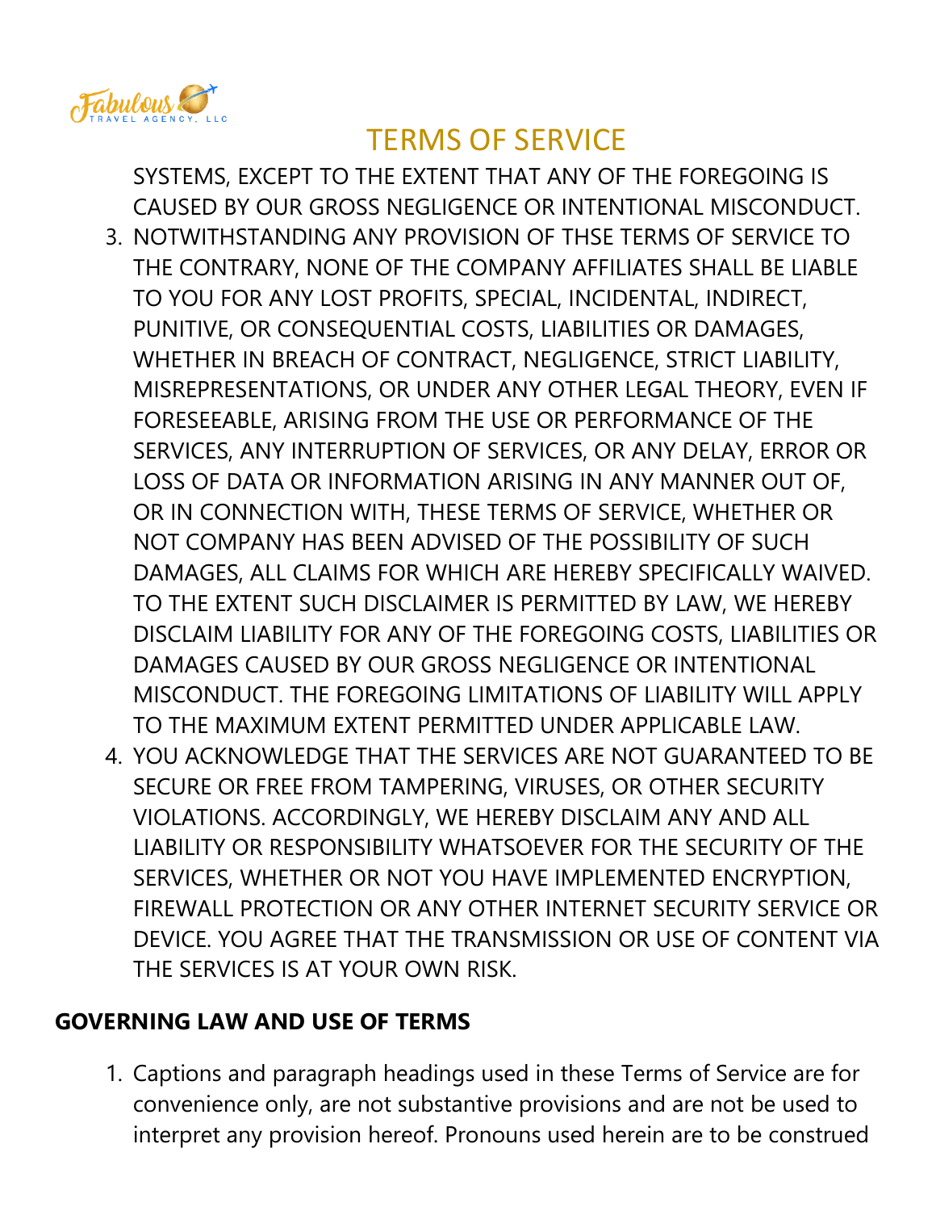SYSTEMS, EXCEPT TO THE EXTENT THAT ANY OF THE FOREGOING IS CAUSED BY OUR GROSS NEGLIGENCE OR INTENTIONAL MISCONDUCT.

3. NOTWITHSTANDING ANY PROVISION OF THSE TERMS OF SERVICE TO THE CONTRARY, NONE OF THE COMPANY AFFILIATES SHALL BE LIABLE TO YOU FOR ANY LOST PROFITS, SPECIAL, INCIDENTAL, INDIRECT, PUNITIVE, OR CONSEQUENTIAL COSTS, LIABILITIES OR DAMAGES, WHETHER IN BREACH OF CONTRACT, NEGLIGENCE, STRICT LIABILITY, MISREPRESENTATIONS, OR UNDER ANY OTHER LEGAL THEORY, EVEN IF FORESEEABLE, ARISING FROM THE USE OR PERFORMANCE OF THE SERVICES, ANY INTERRUPTION OF SERVICES, OR ANY DELAY, ERROR OR LOSS OF DATA OR INFORMATION ARISING IN ANY MANNER OUT OF, OR IN CONNECTION WITH, THESE TERMS OF SERVICE, WHETHER OR NOT COMPANY HAS BEEN ADVISED OF THE POSSIBILITY OF SUCH DAMAGES, ALL CLAIMS FOR WHICH ARE HEREBY SPECIFICALLY WAIVED. TO THE EXTENT SUCH DISCLAIMER IS PERMITTED BY LAW, WE HEREBY DISCLAIM LIABILITY FOR ANY OF THE FOREGOING COSTS, LIABILITIES OR DAMAGES CAUSED BY OUR GROSS NEGLIGENCE OR INTENTIONAL MISCONDUCT. THE FOREGOING LIMITATIONS OF LIABILITY WILL APPLY TO THE MAXIMUM EXTENT PERMITTED UNDER APPLICABLE LAW.
4. YOU ACKNOWLEDGE THAT THE SERVICES ARE NOT GUARANTEED TO BE SECURE OR FREE FROM TAMPERING, VIRUSES, OR OTHER SECURITY VIOLATIONS. ACCORDINGLY, WE HEREBY DISCLAIM ANY AND ALL LIABILITY OR RESPONSIBILITY WHATSOEVER FOR THE SECURITY OF THE SERVICES, WHETHER OR NOT YOU HAVE IMPLEMENTED ENCRYPTION, FIREWALL PROTECTION OR ANY OTHER INTERNET SECURITY SERVICE OR DEVICE. YOU AGREE THAT THE TRANSMISSION OR USE OF CONTENT VIA THE SERVICES IS AT YOUR OWN RISK.

## GOVERNING LAW AND USE OF TERMS

1. Captions and paragraph headings used in these Terms of Service are for convenience only, are not substantive provisions and are not be used to interpret any provision hereof. Pronouns used herein are to be construed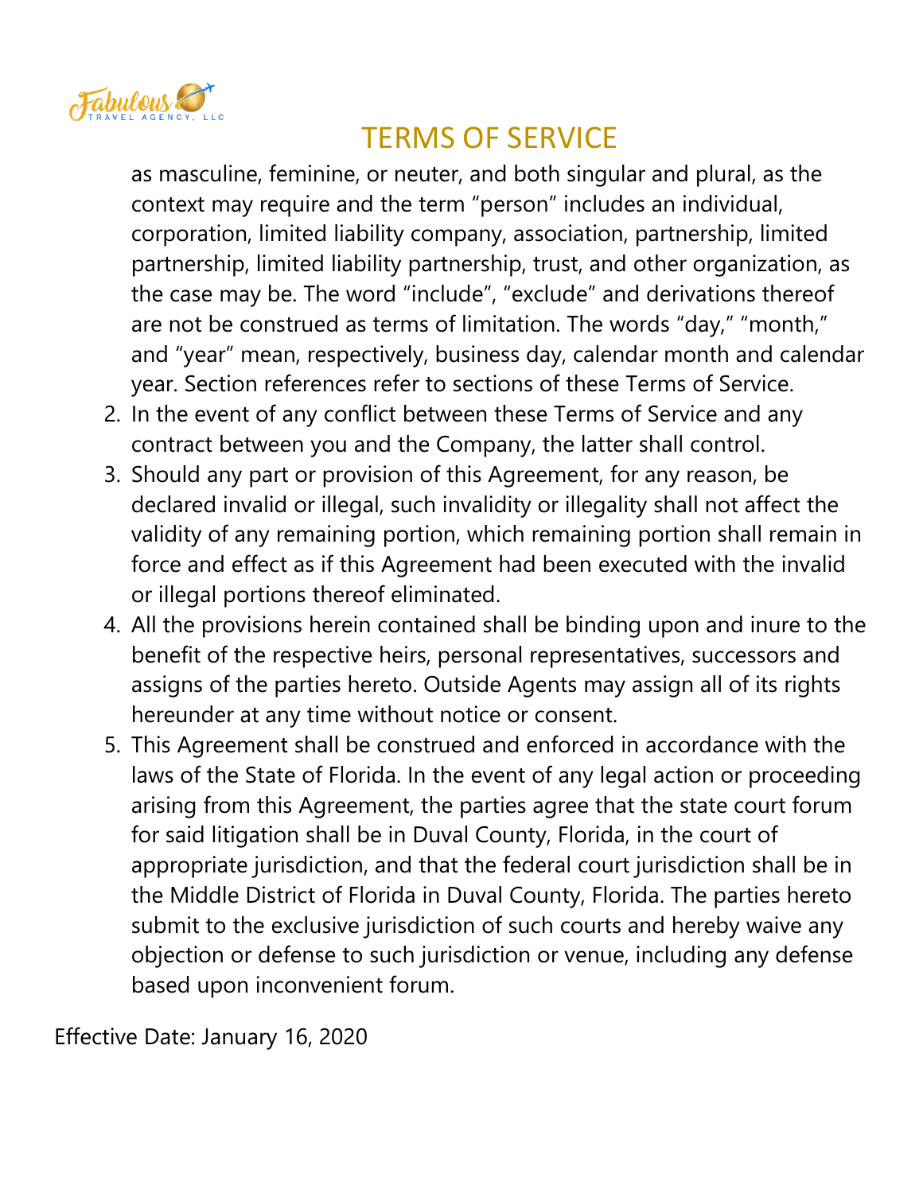as masculine, feminine, or neuter, and both singular and plural, as the context may require and the term "person" includes an individual, corporation, limited liability company, association, partnership, limited partnership, limited liability partnership, trust, and other organization, as the case may be. The word "include", "exclude" and derivations thereof are not be construed as terms of limitation. The words "day," "month," and "year" mean, respectively, business day, calendar month and calendar year. Section references refer to sections of these Terms of Service.

2. In the event of any conflict between these Terms of Service and any contract between you and the Company, the latter shall control.
3. Should any part or provision of this Agreement, for any reason, be declared invalid or illegal, such invalidity or illegality shall not affect the validity of any remaining portion, which remaining portion shall remain in force and effect as if this Agreement had been executed with the invalid or illegal portions thereof eliminated.
4. All the provisions herein contained shall be binding upon and inure to the benefit of the respective heirs, personal representatives, successors and assigns of the parties hereto. Outside Agents may assign all of its rights hereunder at any time without notice or consent.
5. This Agreement shall be construed and enforced in accordance with the laws of the State of Florida. In the event of any legal action or proceeding arising from this Agreement, the parties agree that the state court forum for said litigation shall be in Duval County, Florida, in the court of appropriate jurisdiction, and that the federal court jurisdiction shall be in the Middle District of Florida in Duval County, Florida. The parties hereto submit to the exclusive jurisdiction of such courts and hereby waive any objection or defense to such jurisdiction or venue, including any defense based upon inconvenient forum.

Effective Date: January 16, 2020